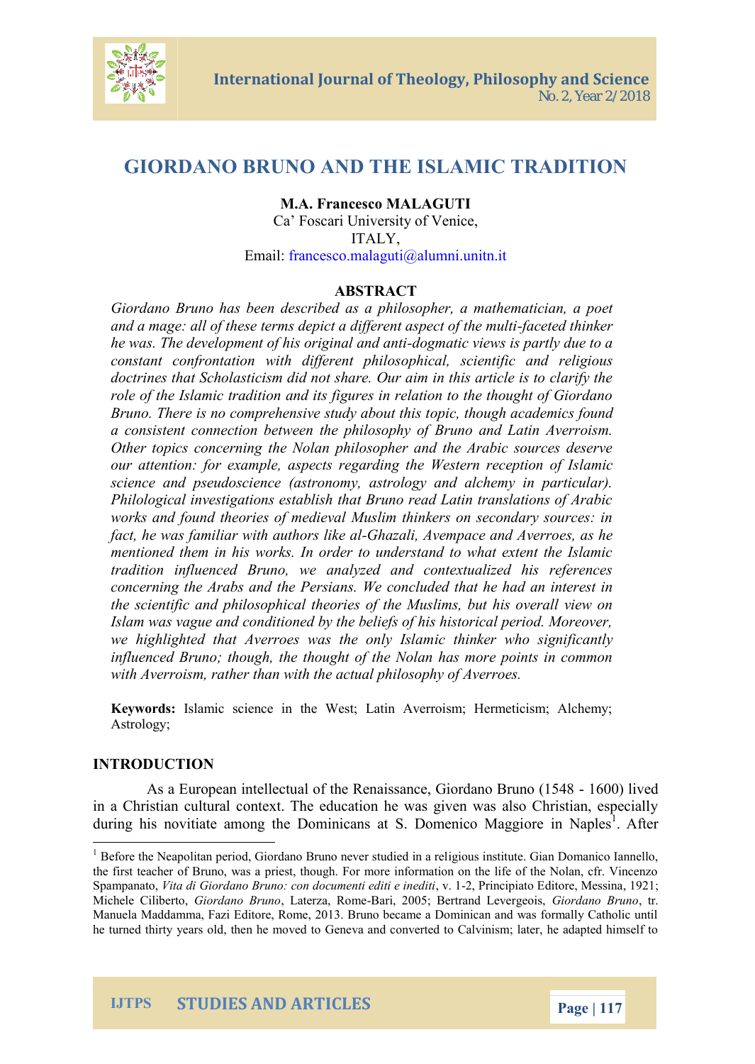# GIORDANO BRUNO AND THE ISLAMIC TRADITION

**M.A. Francesco MALAGUTI**
Ca' Foscari University of Venice,
ITALY,
Email: francesco.malaguti@alumni.unitn.it

## ABSTRACT

*Giordano Bruno has been described as a philosopher, a mathematician, a poet and a mage: all of these terms depict a different aspect of the multi-faceted thinker he was. The development of his original and anti-dogmatic views is partly due to a constant confrontation with different philosophical, scientific and religious doctrines that Scholasticism did not share. Our aim in this article is to clarify the role of the Islamic tradition and its figures in relation to the thought of Giordano Bruno. There is no comprehensive study about this topic, though academics found a consistent connection between the philosophy of Bruno and Latin Averroism. Other topics concerning the Nolan philosopher and the Arabic sources deserve our attention: for example, aspects regarding the Western reception of Islamic science and pseudoscience (astronomy, astrology and alchemy in particular). Philological investigations establish that Bruno read Latin translations of Arabic works and found theories of medieval Muslim thinkers on secondary sources: in fact, he was familiar with authors like al-Ghazali, Avempace and Averroes, as he mentioned them in his works. In order to understand to what extent the Islamic tradition influenced Bruno, we analyzed and contextualized his references concerning the Arabs and the Persians. We concluded that he had an interest in the scientific and philosophical theories of the Muslims, but his overall view on Islam was vague and conditioned by the beliefs of his historical period. Moreover, we highlighted that Averroes was the only Islamic thinker who significantly influenced Bruno; though, the thought of the Nolan has more points in common with Averroism, rather than with the actual philosophy of Averroes.*

**Keywords:** Islamic science in the West; Latin Averroism; Hermeticism; Alchemy; Astrology;

## INTRODUCTION

As a European intellectual of the Renaissance, Giordano Bruno (1548 - 1600) lived in a Christian cultural context. The education he was given was also Christian, especially during his novitiate among the Dominicans at S. Domenico Maggiore in Naples[1]. After

[1] Before the Neapolitan period, Giordano Bruno never studied in a religious institute. Gian Domanico Iannello, the first teacher of Bruno, was a priest, though. For more information on the life of the Nolan, cfr. Vincenzo Spampanato, *Vita di Giordano Bruno: con documenti editi e inediti*, v. 1-2, Principiato Editore, Messina, 1921; Michele Ciliberto, *Giordano Bruno*, Laterza, Rome-Bari, 2005; Bertrand Levergeois, *Giordano Bruno*, tr. Manuela Maddamma, Fazi Editore, Rome, 2013. Bruno became a Dominican and was formally Catholic until he turned thirty years old, then he moved to Geneva and converted to Calvinism; later, he adapted himself to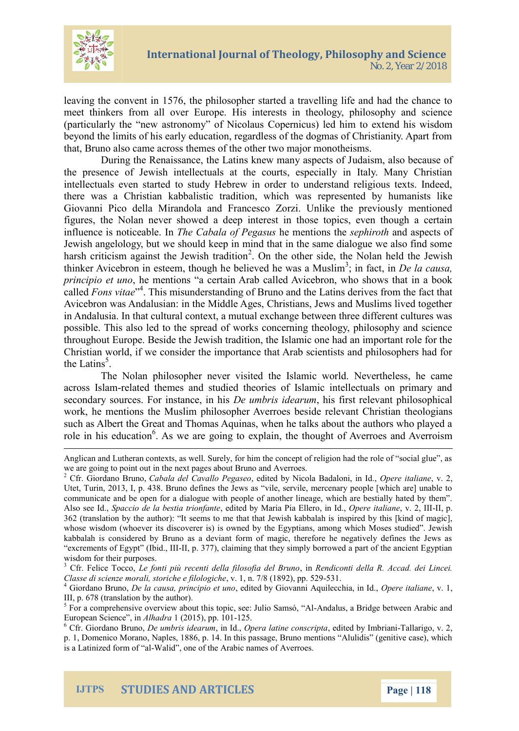leaving the convent in 1576, the philosopher started a travelling life and had the chance to meet thinkers from all over Europe. His interests in theology, philosophy and science (particularly the "new astronomy" of Nicolaus Copernicus) led him to extend his wisdom beyond the limits of his early education, regardless of the dogmas of Christianity. Apart from that, Bruno also came across themes of the other two major monotheisms.

During the Renaissance, the Latins knew many aspects of Judaism, also because of the presence of Jewish intellectuals at the courts, especially in Italy. Many Christian intellectuals even started to study Hebrew in order to understand religious texts. Indeed, there was a Christian kabbalistic tradition, which was represented by humanists like Giovanni Pico della Mirandola and Francesco Zorzi. Unlike the previously mentioned figures, the Nolan never showed a deep interest in those topics, even though a certain influence is noticeable. In *The Cabala of Pegasus* he mentions the *sephiroth* and aspects of Jewish angelology, but we should keep in mind that in the same dialogue we also find some harsh criticism against the Jewish tradition[2]. On the other side, the Nolan held the Jewish thinker Avicebron in esteem, though he believed he was a Muslim[3]; in fact, in *De la causa, principio et uno*, he mentions "a certain Arab called Avicebron, who shows that in a book called *Fons vitae*"[4]. This misunderstanding of Bruno and the Latins derives from the fact that Avicebron was Andalusian: in the Middle Ages, Christians, Jews and Muslims lived together in Andalusia. In that cultural context, a mutual exchange between three different cultures was possible. This also led to the spread of works concerning theology, philosophy and science throughout Europe. Beside the Jewish tradition, the Islamic one had an important role for the Christian world, if we consider the importance that Arab scientists and philosophers had for the Latins[5].

The Nolan philosopher never visited the Islamic world. Nevertheless, he came across Islam-related themes and studied theories of Islamic intellectuals on primary and secondary sources. For instance, in his *De umbris idearum*, his first relevant philosophical work, he mentions the Muslim philosopher Averroes beside relevant Christian theologians such as Albert the Great and Thomas Aquinas, when he talks about the authors who played a role in his education[6]. As we are going to explain, the thought of Averroes and Averroism

---

Anglican and Lutheran contexts, as well. Surely, for him the concept of religion had the role of "social glue", as we are going to point out in the next pages about Bruno and Averroes.

[2] Cfr. Giordano Bruno, *Cabala del Cavallo Pegaseo*, edited by Nicola Badaloni, in Id., *Opere italiane*, v. 2, Utet, Turin, 2013, I, p. 438. Bruno defines the Jews as "vile, servile, mercenary people [which are] unable to communicate and be open for a dialogue with people of another lineage, which are bestially hated by them". Also see Id., *Spaccio de la bestia trionfante*, edited by Maria Pia Ellero, in Id., *Opere italiane*, v. 2, III-II, p. 362 (translation by the author): "It seems to me that that Jewish kabbalah is inspired by this [kind of magic], whose wisdom (whoever its discoverer is) is owned by the Egyptians, among which Moses studied". Jewish kabbalah is considered by Bruno as a deviant form of magic, therefore he negatively defines the Jews as "excrements of Egypt" (Ibid., III-II, p. 377), claiming that they simply borrowed a part of the ancient Egyptian wisdom for their purposes.

[3] Cfr. Felice Tocco, *Le fonti più recenti della filosofia del Bruno*, in *Rendiconti della R. Accad. dei Lincei. Classe di scienze morali, storiche e filologiche*, v. 1, n. 7/8 (1892), pp. 529-531.

[4] Giordano Bruno, *De la causa, principio et uno*, edited by Giovanni Aquilecchia, in Id., *Opere italiane*, v. 1, III, p. 678 (translation by the author).

[5] For a comprehensive overview about this topic, see: Julio Samsó, "Al-Andalus, a Bridge between Arabic and European Science", in *Alhadra* 1 (2015), pp. 101-125.

[6] Cfr. Giordano Bruno, *De umbris idearum*, in Id., *Opera latine conscripta*, edited by Imbriani-Tallarigo, v. 2, p. 1, Domenico Morano, Naples, 1886, p. 14. In this passage, Bruno mentions "Alulidis" (genitive case), which is a Latinized form of "al-Walid", one of the Arabic names of Averroes.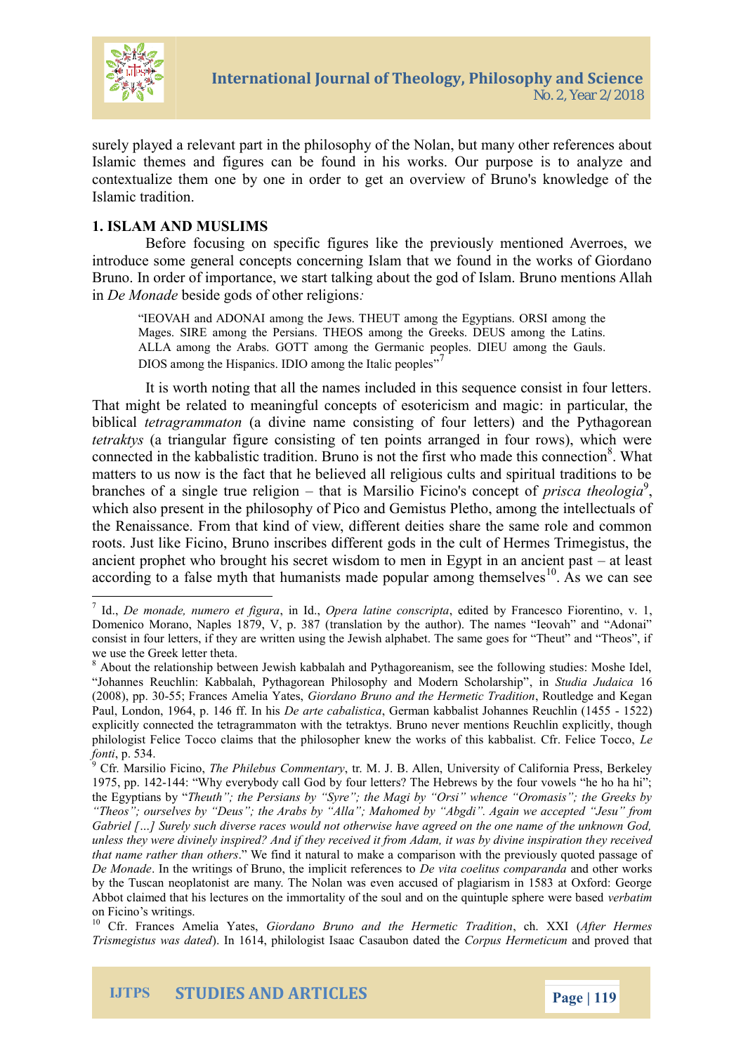surely played a relevant part in the philosophy of the Nolan, but many other references about Islamic themes and figures can be found in his works. Our purpose is to analyze and contextualize them one by one in order to get an overview of Bruno's knowledge of the Islamic tradition.

## 1. ISLAM AND MUSLIMS

Before focusing on specific figures like the previously mentioned Averroes, we introduce some general concepts concerning Islam that we found in the works of Giordano Bruno. In order of importance, we start talking about the god of Islam. Bruno mentions Allah in *De Monade* beside gods of other religions*:*

> "IEOVAH and ADONAI among the Jews. THEUT among the Egyptians. ORSI among the Mages. SIRE among the Persians. THEOS among the Greeks. DEUS among the Latins. ALLA among the Arabs. GOTT among the Germanic peoples. DIEU among the Gauls. DIOS among the Hispanics. IDIO among the Italic peoples"[7]

It is worth noting that all the names included in this sequence consist in four letters. That might be related to meaningful concepts of esotericism and magic: in particular, the biblical *tetragrammaton* (a divine name consisting of four letters) and the Pythagorean *tetraktys* (a triangular figure consisting of ten points arranged in four rows), which were connected in the kabbalistic tradition. Bruno is not the first who made this connection[8]. What matters to us now is the fact that he believed all religious cults and spiritual traditions to be branches of a single true religion – that is Marsilio Ficino's concept of *prisca theologia*[9], which also present in the philosophy of Pico and Gemistus Pletho, among the intellectuals of the Renaissance. From that kind of view, different deities share the same role and common roots. Just like Ficino, Bruno inscribes different gods in the cult of Hermes Trimegistus, the ancient prophet who brought his secret wisdom to men in Egypt in an ancient past – at least according to a false myth that humanists made popular among themselves[10]. As we can see

---

[7] Id., *De monade, numero et figura*, in Id., *Opera latine conscripta*, edited by Francesco Fiorentino, v. 1, Domenico Morano, Naples 1879, V, p. 387 (translation by the author). The names "Ieovah" and "Adonai" consist in four letters, if they are written using the Jewish alphabet. The same goes for "Theut" and "Theos", if we use the Greek letter theta.

[8] About the relationship between Jewish kabbalah and Pythagoreanism, see the following studies: Moshe Idel, "Johannes Reuchlin: Kabbalah, Pythagorean Philosophy and Modern Scholarship", in *Studia Judaica* 16 (2008), pp. 30-55; Frances Amelia Yates, *Giordano Bruno and the Hermetic Tradition*, Routledge and Kegan Paul, London, 1964, p. 146 ff. In his *De arte cabalistica*, German kabbalist Johannes Reuchlin (1455 - 1522) explicitly connected the tetragrammaton with the tetraktys. Bruno never mentions Reuchlin explicitly, though philologist Felice Tocco claims that the philosopher knew the works of this kabbalist. Cfr. Felice Tocco, *Le fonti*, p. 534.

[9] Cfr. Marsilio Ficino, *The Philebus Commentary*, tr. M. J. B. Allen, University of California Press, Berkeley 1975, pp. 142-144: "Why everybody call God by four letters? The Hebrews by the four vowels "he ho ha hi"; the Egyptians by "*Theuth"; the Persians by "Syre"; the Magi by "Orsi" whence "Oromasis"; the Greeks by "Theos"; ourselves by "Deus"; the Arabs by "Alla"; Mahomed by "Abgdi". Again we accepted "Jesu" from Gabriel […] Surely such diverse races would not otherwise have agreed on the one name of the unknown God, unless they were divinely inspired? And if they received it from Adam, it was by divine inspiration they received that name rather than others*." We find it natural to make a comparison with the previously quoted passage of *De Monade*. In the writings of Bruno, the implicit references to *De vita coelitus comparanda* and other works by the Tuscan neoplatonist are many. The Nolan was even accused of plagiarism in 1583 at Oxford: George Abbot claimed that his lectures on the immortality of the soul and on the quintuple sphere were based *verbatim* on Ficino's writings.

[10] Cfr. Frances Amelia Yates, *Giordano Bruno and the Hermetic Tradition*, ch. XXI (*After Hermes Trismegistus was dated*). In 1614, philologist Isaac Casaubon dated the *Corpus Hermeticum* and proved that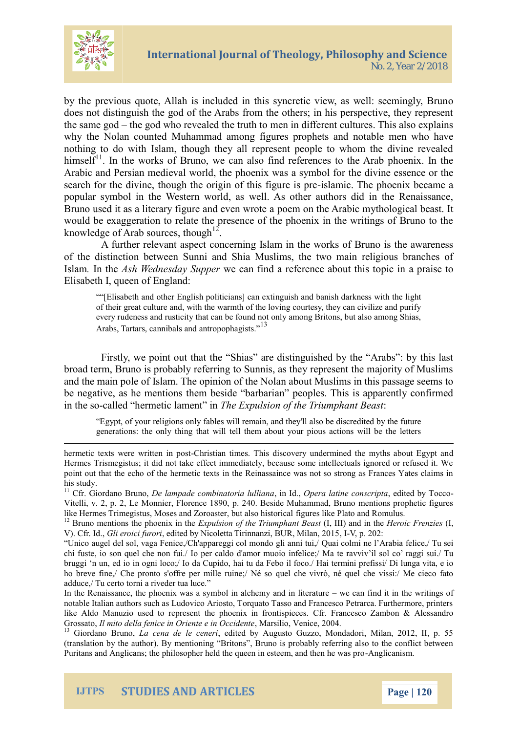by the previous quote, Allah is included in this syncretic view, as well: seemingly, Bruno does not distinguish the god of the Arabs from the others; in his perspective, they represent the same god – the god who revealed the truth to men in different cultures. This also explains why the Nolan counted Muhammad among figures prophets and notable men who have nothing to do with Islam, though they all represent people to whom the divine revealed himself[11]. In the works of Bruno, we can also find references to the Arab phoenix. In the Arabic and Persian medieval world, the phoenix was a symbol for the divine essence or the search for the divine, though the origin of this figure is pre-islamic. The phoenix became a popular symbol in the Western world, as well. As other authors did in the Renaissance, Bruno used it as a literary figure and even wrote a poem on the Arabic mythological beast. It would be exaggeration to relate the presence of the phoenix in the writings of Bruno to the knowledge of Arab sources, though[12].

A further relevant aspect concerning Islam in the works of Bruno is the awareness of the distinction between Sunni and Shia Muslims, the two main religious branches of Islam. In the *Ash Wednesday Supper* we can find a reference about this topic in a praise to Elisabeth I, queen of England:

> ""[Elisabeth and other English politicians] can extinguish and banish darkness with the light of their great culture and, with the warmth of the loving courtesy, they can civilize and purify every rudeness and rusticity that can be found not only among Britons, but also among Shias, Arabs, Tartars, cannibals and antropophagists."[13]

Firstly, we point out that the "Shias" are distinguished by the "Arabs": by this last broad term, Bruno is probably referring to Sunnis, as they represent the majority of Muslims and the main pole of Islam. The opinion of the Nolan about Muslims in this passage seems to be negative, as he mentions them beside "barbarian" peoples. This is apparently confirmed in the so-called "hermetic lament" in *The Expulsion of the Triumphant Beast*:

> "Egypt, of your religions only fables will remain, and they'll also be discredited by the future generations: the only thing that will tell them about your pious actions will be the letters

---

hermetic texts were written in post-Christian times. This discovery undermined the myths about Egypt and Hermes Trismegistus; it did not take effect immediately, because some intellectuals ignored or refused it. We point out that the echo of the hermetic texts in the Reinassaince was not so strong as Frances Yates claims in his study.

[11] Cfr. Giordano Bruno, *De lampade combinatoria lulliana*, in Id., *Opera latine conscripta*, edited by Tocco-Vitelli, v. 2, p. 2, Le Monnier, Florence 1890, p. 240. Beside Muhammad, Bruno mentions prophetic figures like Hermes Trimegistus, Moses and Zoroaster, but also historical figures like Plato and Romulus.

[12] Bruno mentions the phoenix in the *Expulsion of the Triumphant Beast* (I, III) and in the *Heroic Frenzies* (I, V). Cfr. Id., *Gli eroici furori*, edited by Nicoletta Tirinnanzi, BUR, Milan, 2015, I-V, p. 202:

"Unico augel del sol, vaga Fenice,/Ch'appareggi col mondo gli anni tui,/ Quai colmi ne l'Arabia felice,/ Tu sei chi fuste, io son quel che non fui./ Io per caldo d'amor muoio infelice;/ Ma te ravviv'il sol co' raggi sui./ Tu bruggi 'n un, ed io in ogni loco;/ Io da Cupido, hai tu da Febo il foco./ Hai termini prefissi/ Di lunga vita, e io ho breve fine,/ Che pronto s'offre per mille ruine;/ Né so quel che vivrò, né quel che vissi:/ Me cieco fato adduce,/ Tu certo torni a riveder tua luce."

In the Renaissance, the phoenix was a symbol in alchemy and in literature – we can find it in the writings of notable Italian authors such as Ludovico Ariosto, Torquato Tasso and Francesco Petrarca. Furthermore, printers like Aldo Manuzio used to represent the phoenix in frontispieces. Cfr. Francesco Zambon & Alessandro Grossato, *Il mito della fenice in Oriente e in Occidente*, Marsilio, Venice, 2004.

[13] Giordano Bruno, *La cena de le ceneri*, edited by Augusto Guzzo, Mondadori, Milan, 2012, II, p. 55 (translation by the author). By mentioning "Britons", Bruno is probably referring also to the conflict between Puritans and Anglicans; the philosopher held the queen in esteem, and then he was pro-Anglicanism.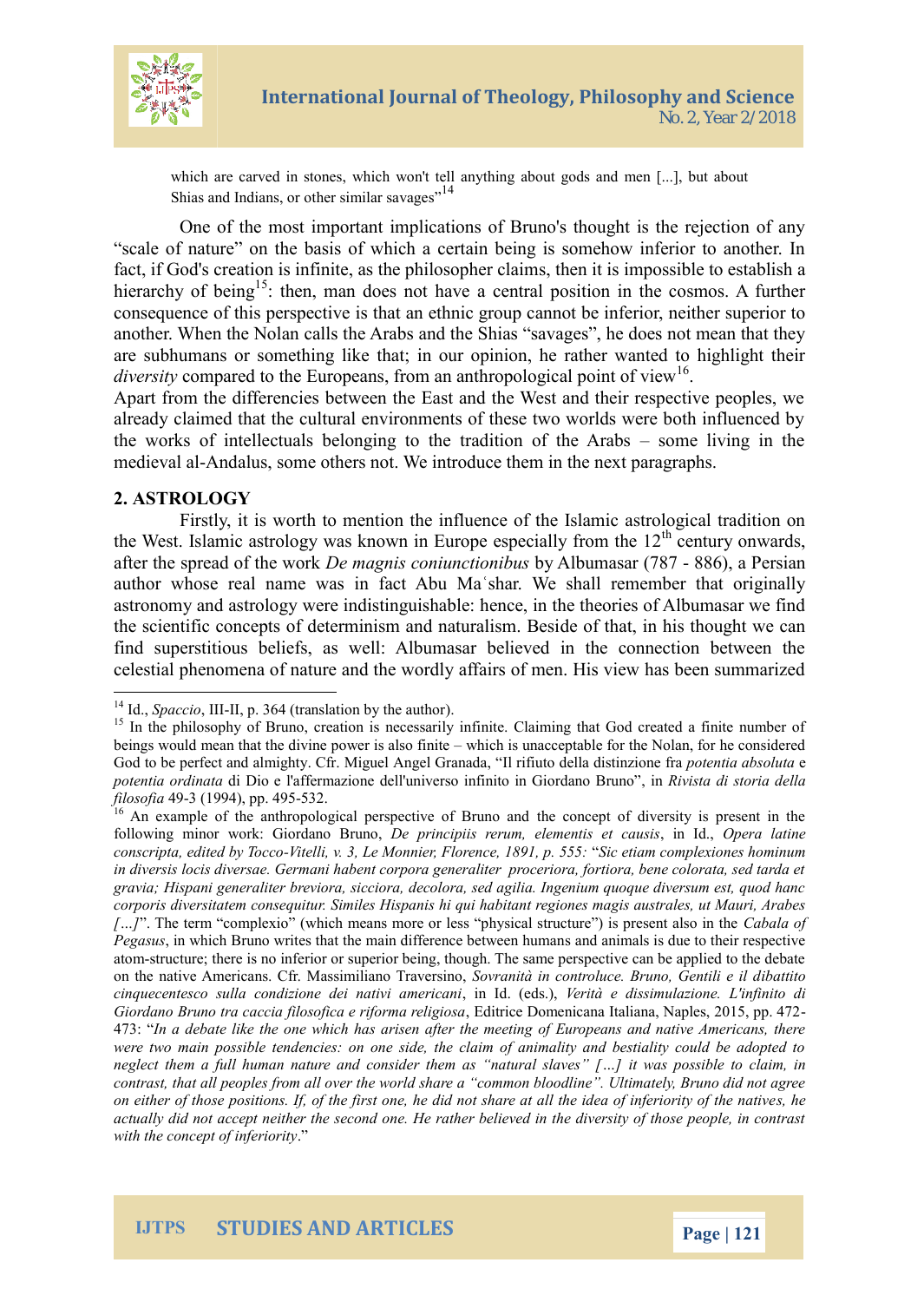which are carved in stones, which won't tell anything about gods and men [...], but about Shias and Indians, or other similar savages"[14]

One of the most important implications of Bruno's thought is the rejection of any "scale of nature" on the basis of which a certain being is somehow inferior to another. In fact, if God's creation is infinite, as the philosopher claims, then it is impossible to establish a hierarchy of being[15]: then, man does not have a central position in the cosmos. A further consequence of this perspective is that an ethnic group cannot be inferior, neither superior to another. When the Nolan calls the Arabs and the Shias "savages", he does not mean that they are subhumans or something like that; in our opinion, he rather wanted to highlight their *diversity* compared to the Europeans, from an anthropological point of view[16].

Apart from the differencies between the East and the West and their respective peoples, we already claimed that the cultural environments of these two worlds were both influenced by the works of intellectuals belonging to the tradition of the Arabs – some living in the medieval al-Andalus, some others not. We introduce them in the next paragraphs.

## 2. ASTROLOGY

Firstly, it is worth to mention the influence of the Islamic astrological tradition on the West. Islamic astrology was known in Europe especially from the 12th century onwards, after the spread of the work *De magnis coniunctionibus* by Albumasar (787 - 886), a Persian author whose real name was in fact Abu Maʿshar. We shall remember that originally astronomy and astrology were indistinguishable: hence, in the theories of Albumasar we find the scientific concepts of determinism and naturalism. Beside of that, in his thought we can find superstitious beliefs, as well: Albumasar believed in the connection between the celestial phenomena of nature and the wordly affairs of men. His view has been summarized

---

[14] Id., *Spaccio*, III-II, p. 364 (translation by the author).

[15] In the philosophy of Bruno, creation is necessarily infinite. Claiming that God created a finite number of beings would mean that the divine power is also finite – which is unacceptable for the Nolan, for he considered God to be perfect and almighty. Cfr. Miguel Angel Granada, "Il rifiuto della distinzione fra *potentia absoluta* e *potentia ordinata* di Dio e l'affermazione dell'universo infinito in Giordano Bruno", in *Rivista di storia della filosofia* 49-3 (1994), pp. 495-532.

[16] An example of the anthropological perspective of Bruno and the concept of diversity is present in the following minor work: Giordano Bruno, *De principiis rerum, elementis et causis*, in Id., *Opera latine conscripta, edited by Tocco-Vitelli, v. 3, Le Monnier, Florence, 1891, p. 555:* "*Sic etiam complexiones hominum in diversis locis diversae. Germani habent corpora generaliter proceriora, fortiora, bene colorata, sed tarda et gravia; Hispani generaliter breviora, sicciora, decolora, sed agilia. Ingenium quoque diversum est, quod hanc corporis diversitatem consequitur. Similes Hispanis hi qui habitant regiones magis australes, ut Mauri, Arabes […]*". The term "complexio" (which means more or less "physical structure") is present also in the *Cabala of Pegasus*, in which Bruno writes that the main difference between humans and animals is due to their respective atom-structure; there is no inferior or superior being, though. The same perspective can be applied to the debate on the native Americans. Cfr. Massimiliano Traversino, *Sovranità in controluce. Bruno, Gentili e il dibattito cinquecentesco sulla condizione dei nativi americani*, in Id. (eds.), *Verità e dissimulazione. L'infinito di Giordano Bruno tra caccia filosofica e riforma religiosa*, Editrice Domenicana Italiana, Naples, 2015, pp. 472-473: "*In a debate like the one which has arisen after the meeting of Europeans and native Americans, there were two main possible tendencies: on one side, the claim of animality and bestiality could be adopted to neglect them a full human nature and consider them as "natural slaves" […] it was possible to claim, in contrast, that all peoples from all over the world share a "common bloodline". Ultimately, Bruno did not agree on either of those positions. If, of the first one, he did not share at all the idea of inferiority of the natives, he actually did not accept neither the second one. He rather believed in the diversity of those people, in contrast with the concept of inferiority*."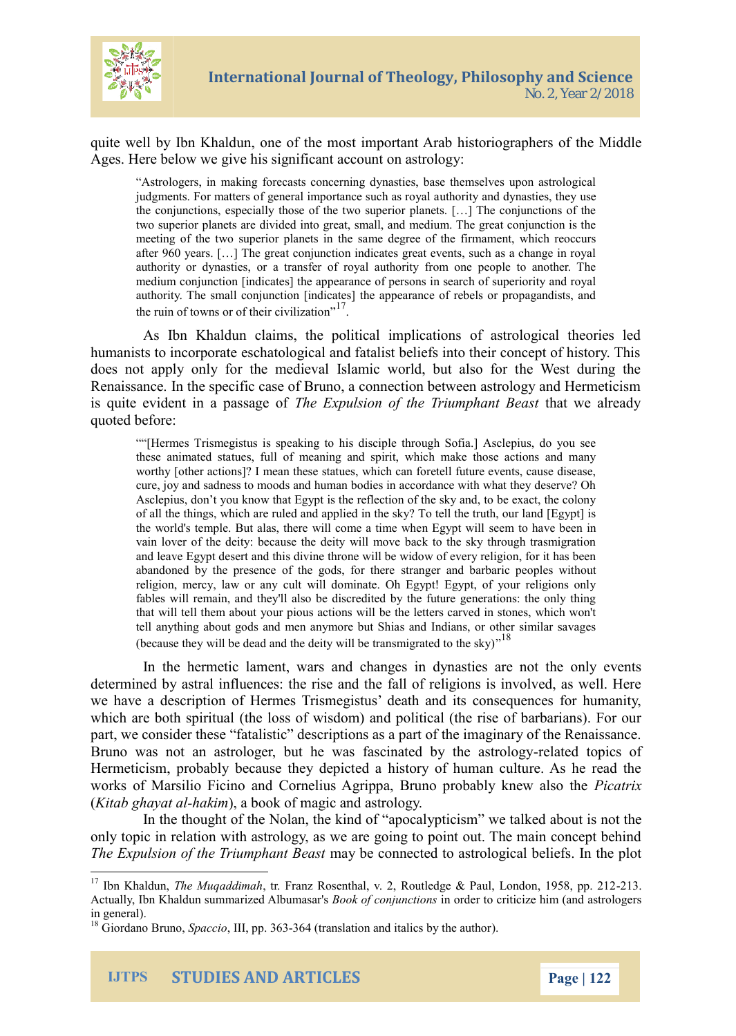quite well by Ibn Khaldun, one of the most important Arab historiographers of the Middle Ages. Here below we give his significant account on astrology:

> "Astrologers, in making forecasts concerning dynasties, base themselves upon astrological judgments. For matters of general importance such as royal authority and dynasties, they use the conjunctions, especially those of the two superior planets. […] The conjunctions of the two superior planets are divided into great, small, and medium. The great conjunction is the meeting of the two superior planets in the same degree of the firmament, which reoccurs after 960 years. […] The great conjunction indicates great events, such as a change in royal authority or dynasties, or a transfer of royal authority from one people to another. The medium conjunction [indicates] the appearance of persons in search of superiority and royal authority. The small conjunction [indicates] the appearance of rebels or propagandists, and the ruin of towns or of their civilization"[17].

As Ibn Khaldun claims, the political implications of astrological theories led humanists to incorporate eschatological and fatalist beliefs into their concept of history. This does not apply only for the medieval Islamic world, but also for the West during the Renaissance. In the specific case of Bruno, a connection between astrology and Hermeticism is quite evident in a passage of *The Expulsion of the Triumphant Beast* that we already quoted before:

> ""[Hermes Trismegistus is speaking to his disciple through Sofia.] Asclepius, do you see these animated statues, full of meaning and spirit, which make those actions and many worthy [other actions]? I mean these statues, which can foretell future events, cause disease, cure, joy and sadness to moods and human bodies in accordance with what they deserve? Oh Asclepius, don't you know that Egypt is the reflection of the sky and, to be exact, the colony of all the things, which are ruled and applied in the sky? To tell the truth, our land [Egypt] is the world's temple. But alas, there will come a time when Egypt will seem to have been in vain lover of the deity: because the deity will move back to the sky through trasmigration and leave Egypt desert and this divine throne will be widow of every religion, for it has been abandoned by the presence of the gods, for there stranger and barbaric peoples without religion, mercy, law or any cult will dominate. Oh Egypt! Egypt, of your religions only fables will remain, and they'll also be discredited by the future generations: the only thing that will tell them about your pious actions will be the letters carved in stones, which won't tell anything about gods and men anymore but Shias and Indians, or other similar savages (because they will be dead and the deity will be transmigrated to the sky)"[18]

In the hermetic lament, wars and changes in dynasties are not the only events determined by astral influences: the rise and the fall of religions is involved, as well. Here we have a description of Hermes Trismegistus' death and its consequences for humanity, which are both spiritual (the loss of wisdom) and political (the rise of barbarians). For our part, we consider these "fatalistic" descriptions as a part of the imaginary of the Renaissance. Bruno was not an astrologer, but he was fascinated by the astrology-related topics of Hermeticism, probably because they depicted a history of human culture. As he read the works of Marsilio Ficino and Cornelius Agrippa, Bruno probably knew also the *Picatrix* (*Kitab ghayat al-hakim*), a book of magic and astrology.

In the thought of the Nolan, the kind of "apocalypticism" we talked about is not the only topic in relation with astrology, as we are going to point out. The main concept behind *The Expulsion of the Triumphant Beast* may be connected to astrological beliefs. In the plot

---

[17] Ibn Khaldun, *The Muqaddimah*, tr. Franz Rosenthal, v. 2, Routledge & Paul, London, 1958, pp. 212-213. Actually, Ibn Khaldun summarized Albumasar's *Book of conjunctions* in order to criticize him (and astrologers in general).

[18] Giordano Bruno, *Spaccio*, III, pp. 363-364 (translation and italics by the author).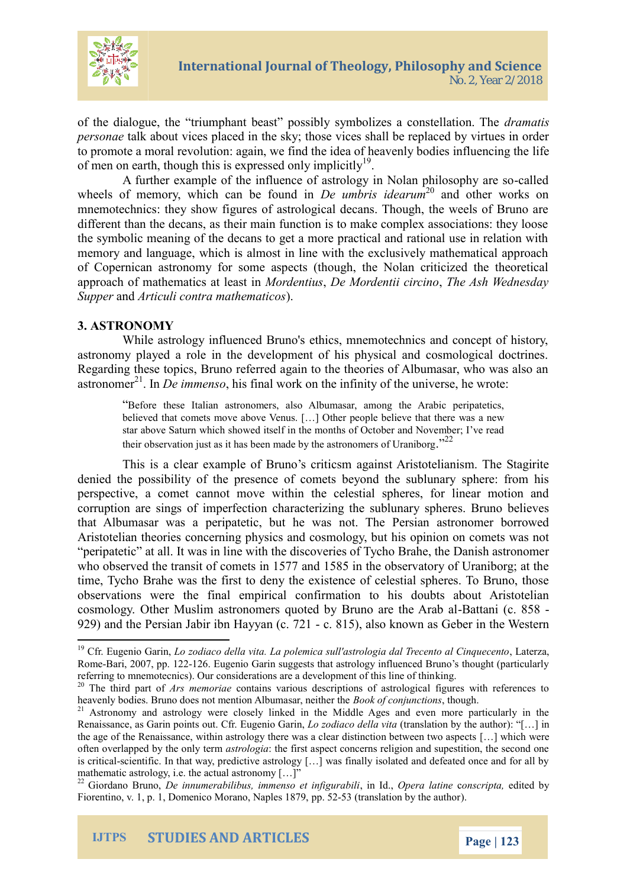of the dialogue, the "triumphant beast" possibly symbolizes a constellation. The *dramatis personae* talk about vices placed in the sky; those vices shall be replaced by virtues in order to promote a moral revolution: again, we find the idea of heavenly bodies influencing the life of men on earth, though this is expressed only implicitly[19].

A further example of the influence of astrology in Nolan philosophy are so-called wheels of memory, which can be found in *De umbris idearum*[20] and other works on mnemotechnics: they show figures of astrological decans. Though, the weels of Bruno are different than the decans, as their main function is to make complex associations: they loose the symbolic meaning of the decans to get a more practical and rational use in relation with memory and language, which is almost in line with the exclusively mathematical approach of Copernican astronomy for some aspects (though, the Nolan criticized the theoretical approach of mathematics at least in *Mordentius*, *De Mordentii circino*, *The Ash Wednesday Supper* and *Articuli contra mathematicos*).

## 3. ASTRONOMY

While astrology influenced Bruno's ethics, mnemotechnics and concept of history, astronomy played a role in the development of his physical and cosmological doctrines. Regarding these topics, Bruno referred again to the theories of Albumasar, who was also an astronomer[21]. In *De immenso*, his final work on the infinity of the universe, he wrote:

> "Before these Italian astronomers, also Albumasar, among the Arabic peripatetics, believed that comets move above Venus. […] Other people believe that there was a new star above Saturn which showed itself in the months of October and November; I've read their observation just as it has been made by the astronomers of Uraniborg."[22]

This is a clear example of Bruno's criticsm against Aristotelianism. The Stagirite denied the possibility of the presence of comets beyond the sublunary sphere: from his perspective, a comet cannot move within the celestial spheres, for linear motion and corruption are sings of imperfection characterizing the sublunary spheres. Bruno believes that Albumasar was a peripatetic, but he was not. The Persian astronomer borrowed Aristotelian theories concerning physics and cosmology, but his opinion on comets was not "peripatetic" at all. It was in line with the discoveries of Tycho Brahe, the Danish astronomer who observed the transit of comets in 1577 and 1585 in the observatory of Uraniborg; at the time, Tycho Brahe was the first to deny the existence of celestial spheres. To Bruno, those observations were the final empirical confirmation to his doubts about Aristotelian cosmology. Other Muslim astronomers quoted by Bruno are the Arab al-Battani (c. 858 - 929) and the Persian Jabir ibn Hayyan (c. 721 - c. 815), also known as Geber in the Western

---

[19] Cfr. Eugenio Garin, *Lo zodiaco della vita. La polemica sull'astrologia dal Trecento al Cinquecento*, Laterza, Rome-Bari, 2007, pp. 122-126. Eugenio Garin suggests that astrology influenced Bruno's thought (particularly referring to mnemotecnics). Our considerations are a development of this line of thinking.

[20] The third part of *Ars memoriae* contains various descriptions of astrological figures with references to heavenly bodies. Bruno does not mention Albumasar, neither the *Book of conjunctions*, though.

[21] Astronomy and astrology were closely linked in the Middle Ages and even more particularly in the Renaissance, as Garin points out. Cfr. Eugenio Garin, *Lo zodiaco della vita* (translation by the author): "[…] in the age of the Renaissance, within astrology there was a clear distinction between two aspects […] which were often overlapped by the only term *astrologia*: the first aspect concerns religion and supestition, the second one is critical-scientific. In that way, predictive astrology […] was finally isolated and defeated once and for all by mathematic astrology, i.e. the actual astronomy […]"

[22] Giordano Bruno, *De innumerabilibus, immenso et infigurabili*, in Id., *Opera latine conscripta,* edited by Fiorentino, v. 1, p. 1, Domenico Morano, Naples 1879, pp. 52-53 (translation by the author).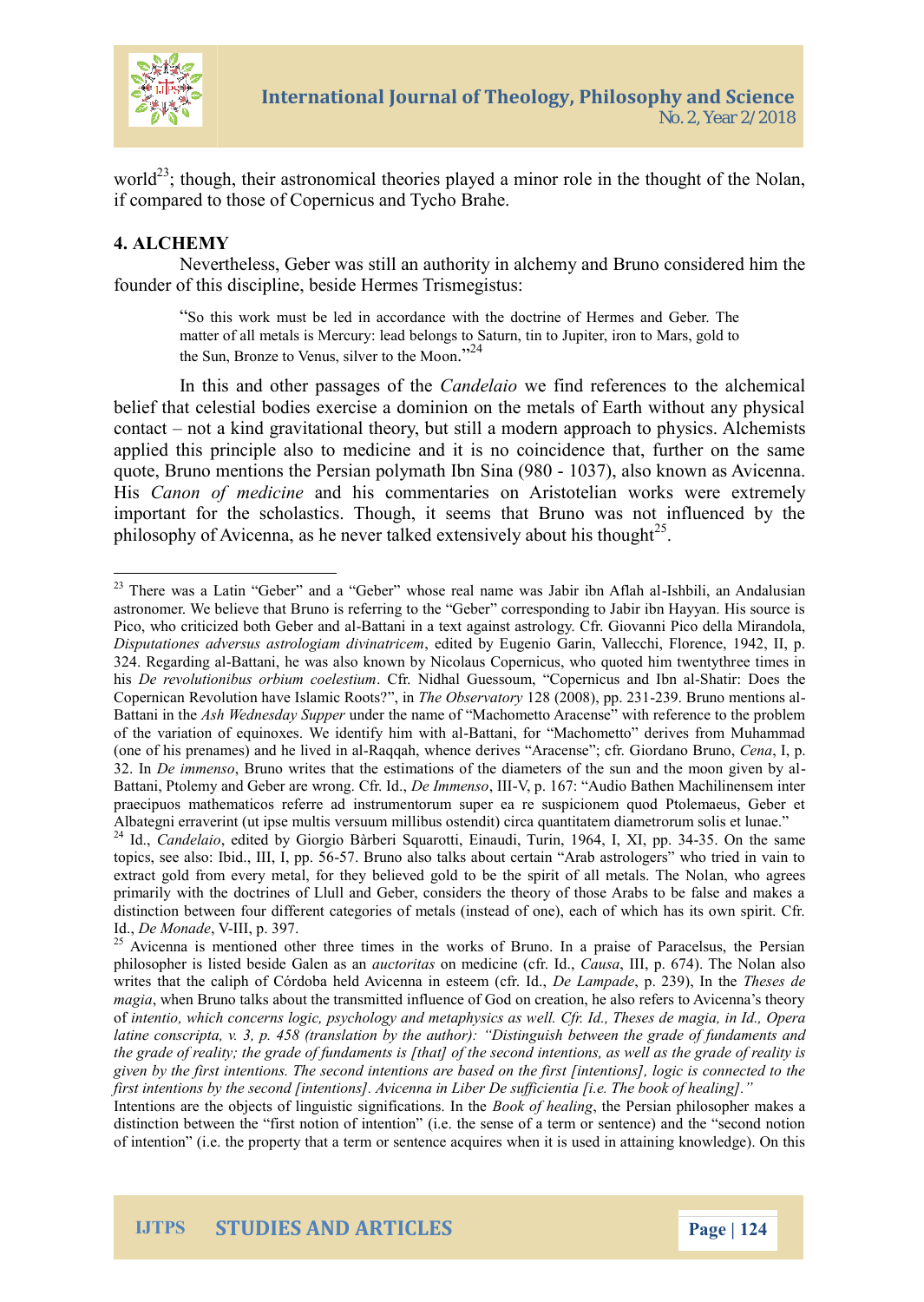world[23]; though, their astronomical theories played a minor role in the thought of the Nolan, if compared to those of Copernicus and Tycho Brahe.

## 4. ALCHEMY

Nevertheless, Geber was still an authority in alchemy and Bruno considered him the founder of this discipline, beside Hermes Trismegistus:

> "So this work must be led in accordance with the doctrine of Hermes and Geber. The matter of all metals is Mercury: lead belongs to Saturn, tin to Jupiter, iron to Mars, gold to the Sun, Bronze to Venus, silver to the Moon."[24]

In this and other passages of the *Candelaio* we find references to the alchemical belief that celestial bodies exercise a dominion on the metals of Earth without any physical contact – not a kind gravitational theory, but still a modern approach to physics. Alchemists applied this principle also to medicine and it is no coincidence that, further on the same quote, Bruno mentions the Persian polymath Ibn Sina (980 - 1037), also known as Avicenna. His *Canon of medicine* and his commentaries on Aristotelian works were extremely important for the scholastics. Though, it seems that Bruno was not influenced by the philosophy of Avicenna, as he never talked extensively about his thought[25].

---

[23] There was a Latin "Geber" and a "Geber" whose real name was Jabir ibn Aflah al-Ishbili, an Andalusian astronomer. We believe that Bruno is referring to the "Geber" corresponding to Jabir ibn Hayyan. His source is Pico, who criticized both Geber and al-Battani in a text against astrology. Cfr. Giovanni Pico della Mirandola, *Disputationes adversus astrologiam divinatricem*, edited by Eugenio Garin, Vallecchi, Florence, 1942, II, p. 324. Regarding al-Battani, he was also known by Nicolaus Copernicus, who quoted him twentythree times in his *De revolutionibus orbium coelestium*. Cfr. Nidhal Guessoum, "Copernicus and Ibn al-Shatir: Does the Copernican Revolution have Islamic Roots?", in *The Observatory* 128 (2008), pp. 231-239. Bruno mentions al-Battani in the *Ash Wednesday Supper* under the name of "Machometto Aracense" with reference to the problem of the variation of equinoxes. We identify him with al-Battani, for "Machometto" derives from Muhammad (one of his prenames) and he lived in al-Raqqah, whence derives "Aracense"; cfr. Giordano Bruno, *Cena*, I, p. 32. In *De immenso*, Bruno writes that the estimations of the diameters of the sun and the moon given by al-Battani, Ptolemy and Geber are wrong. Cfr. Id., *De Immenso*, III-V, p. 167: "Audio Bathen Machilinensem inter praecipuos mathematicos referre ad instrumentorum super ea re suspicionem quod Ptolemaeus, Geber et Albategni erraverint (ut ipse multis versuum millibus ostendit) circa quantitatem diametrorum solis et lunae."

[24] Id., *Candelaio*, edited by Giorgio Bàrberi Squarotti, Einaudi, Turin, 1964, I, XI, pp. 34-35. On the same topics, see also: Ibid., III, I, pp. 56-57. Bruno also talks about certain "Arab astrologers" who tried in vain to extract gold from every metal, for they believed gold to be the spirit of all metals. The Nolan, who agrees primarily with the doctrines of Llull and Geber, considers the theory of those Arabs to be false and makes a distinction between four different categories of metals (instead of one), each of which has its own spirit. Cfr. Id., *De Monade*, V-III, p. 397.

[25] Avicenna is mentioned other three times in the works of Bruno. In a praise of Paracelsus, the Persian philosopher is listed beside Galen as an *auctoritas* on medicine (cfr. Id., *Causa*, III, p. 674). The Nolan also writes that the caliph of Córdoba held Avicenna in esteem (cfr. Id., *De Lampade*, p. 239), In the *Theses de magia*, when Bruno talks about the transmitted influence of God on creation, he also refers to Avicenna's theory of *intentio, which concerns logic, psychology and metaphysics as well. Cfr. Id., Theses de magia, in Id., Opera latine conscripta, v. 3, p. 458 (translation by the author): "Distinguish between the grade of fundaments and the grade of reality; the grade of fundaments is [that] of the second intentions, as well as the grade of reality is given by the first intentions. The second intentions are based on the first [intentions], logic is connected to the first intentions by the second [intentions]. Avicenna in Liber De sufficientia [i.e. The book of healing]."*

Intentions are the objects of linguistic significations. In the *Book of healing*, the Persian philosopher makes a distinction between the "first notion of intention" (i.e. the sense of a term or sentence) and the "second notion of intention" (i.e. the property that a term or sentence acquires when it is used in attaining knowledge). On this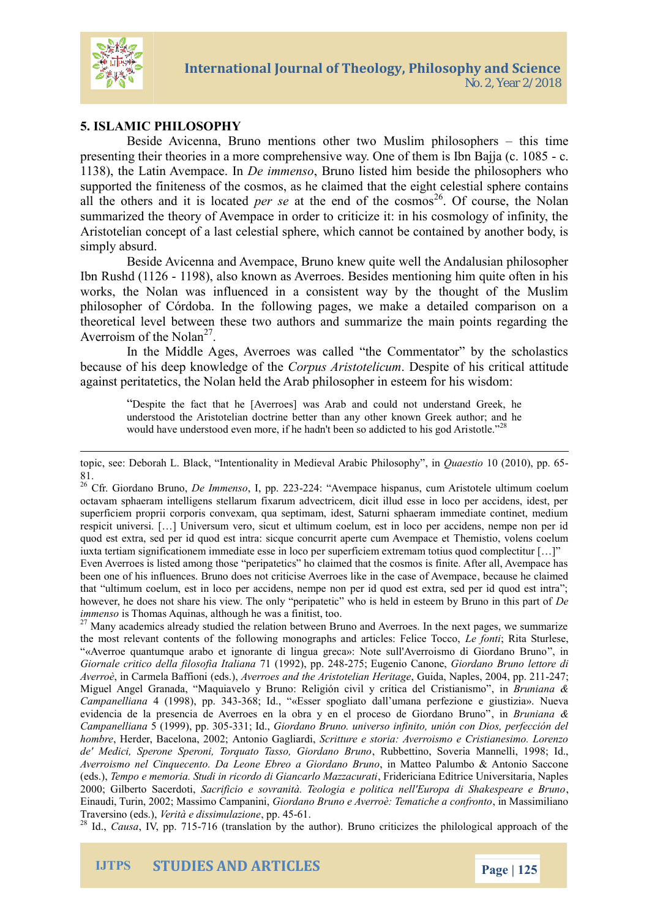## 5. ISLAMIC PHILOSOPHY

Beside Avicenna, Bruno mentions other two Muslim philosophers – this time presenting their theories in a more comprehensive way. One of them is Ibn Bajja (c. 1085 - c. 1138), the Latin Avempace. In *De immenso*, Bruno listed him beside the philosophers who supported the finiteness of the cosmos, as he claimed that the eight celestial sphere contains all the others and it is located *per se* at the end of the cosmos[26]. Of course, the Nolan summarized the theory of Avempace in order to criticize it: in his cosmology of infinity, the Aristotelian concept of a last celestial sphere, which cannot be contained by another body, is simply absurd.

Beside Avicenna and Avempace, Bruno knew quite well the Andalusian philosopher Ibn Rushd (1126 - 1198), also known as Averroes. Besides mentioning him quite often in his works, the Nolan was influenced in a consistent way by the thought of the Muslim philosopher of Córdoba. In the following pages, we make a detailed comparison on a theoretical level between these two authors and summarize the main points regarding the Averroism of the Nolan[27].

In the Middle Ages, Averroes was called "the Commentator" by the scholastics because of his deep knowledge of the *Corpus Aristotelicum*. Despite of his critical attitude against peritatetics, the Nolan held the Arab philosopher in esteem for his wisdom:

> "Despite the fact that he [Averroes] was Arab and could not understand Greek, he understood the Aristotelian doctrine better than any other known Greek author; and he would have understood even more, if he hadn't been so addicted to his god Aristotle."[28]

---

topic, see: Deborah L. Black, "Intentionality in Medieval Arabic Philosophy", in *Quaestio* 10 (2010), pp. 65-81.

[26] Cfr. Giordano Bruno, *De Immenso*, I, pp. 223-224: "Avempace hispanus, cum Aristotele ultimum coelum octavam sphaeram intelligens stellarum fixarum advectricem, dicit illud esse in loco per accidens, idest, per superficiem proprii corporis convexam, qua septimam, idest, Saturni sphaeram immediate continet, medium respicit universi. […] Universum vero, sicut et ultimum coelum, est in loco per accidens, nempe non per id quod est extra, sed per id quod est intra: sicque concurrit aperte cum Avempace et Themistio, volens coelum iuxta tertiam significationem immediate esse in loco per superficiem extremam totius quod complectitur […]"
Even Averroes is listed among those "peripatetics" ho claimed that the cosmos is finite. After all, Avempace has been one of his influences. Bruno does not criticise Averroes like in the case of Avempace, because he claimed that "ultimum coelum, est in loco per accidens, nempe non per id quod est extra, sed per id quod est intra"; however, he does not share his view. The only "peripatetic" who is held in esteem by Bruno in this part of *De immenso* is Thomas Aquinas, although he was a finitist, too.

[27] Many academics already studied the relation between Bruno and Averroes. In the next pages, we summarize the most relevant contents of the following monographs and articles: Felice Tocco, *Le fonti*; Rita Sturlese, "«Averroe quantumque arabo et ignorante di lingua greca»: Note sull'Averroismo di Giordano Bruno", in *Giornale critico della filosofia Italiana* 71 (1992), pp. 248-275; Eugenio Canone, *Giordano Bruno lettore di Averroè*, in Carmela Baffioni (eds.), *Averroes and the Aristotelian Heritage*, Guida, Naples, 2004, pp. 211-247; Miguel Angel Granada, "Maquiavelo y Bruno: Religión civil y crítica del Cristianismo", in *Bruniana & Campanelliana* 4 (1998), pp. 343-368; Id., "«Esser spogliato dall'umana perfezione e giustizia». Nueva evidencia de la presencia de Averroes en la obra y en el proceso de Giordano Bruno", in *Bruniana & Campanelliana* 5 (1999), pp. 305-331; Id., *Giordano Bruno. universo infinito, unión con Dios, perfección del hombre*, Herder, Bacelona, 2002; Antonio Gagliardi, *Scritture e storia: Averroismo e Cristianesimo. Lorenzo de' Medici, Sperone Speroni, Torquato Tasso, Giordano Bruno*, Rubbettino, Soveria Mannelli, 1998; Id., *Averroismo nel Cinquecento. Da Leone Ebreo a Giordano Bruno*, in Matteo Palumbo & Antonio Saccone (eds.), *Tempo e memoria. Studi in ricordo di Giancarlo Mazzacurati*, Fridericiana Editrice Universitaria, Naples 2000; Gilberto Sacerdoti, *Sacrificio e sovranità. Teologia e politica nell'Europa di Shakespeare e Bruno*, Einaudi, Turin, 2002; Massimo Campanini, *Giordano Bruno e Averroè: Tematiche a confronto*, in Massimiliano Traversino (eds.), *Verità e dissimulazione*, pp. 45-61.

[28] Id., *Causa*, IV, pp. 715-716 (translation by the author). Bruno criticizes the philological approach of the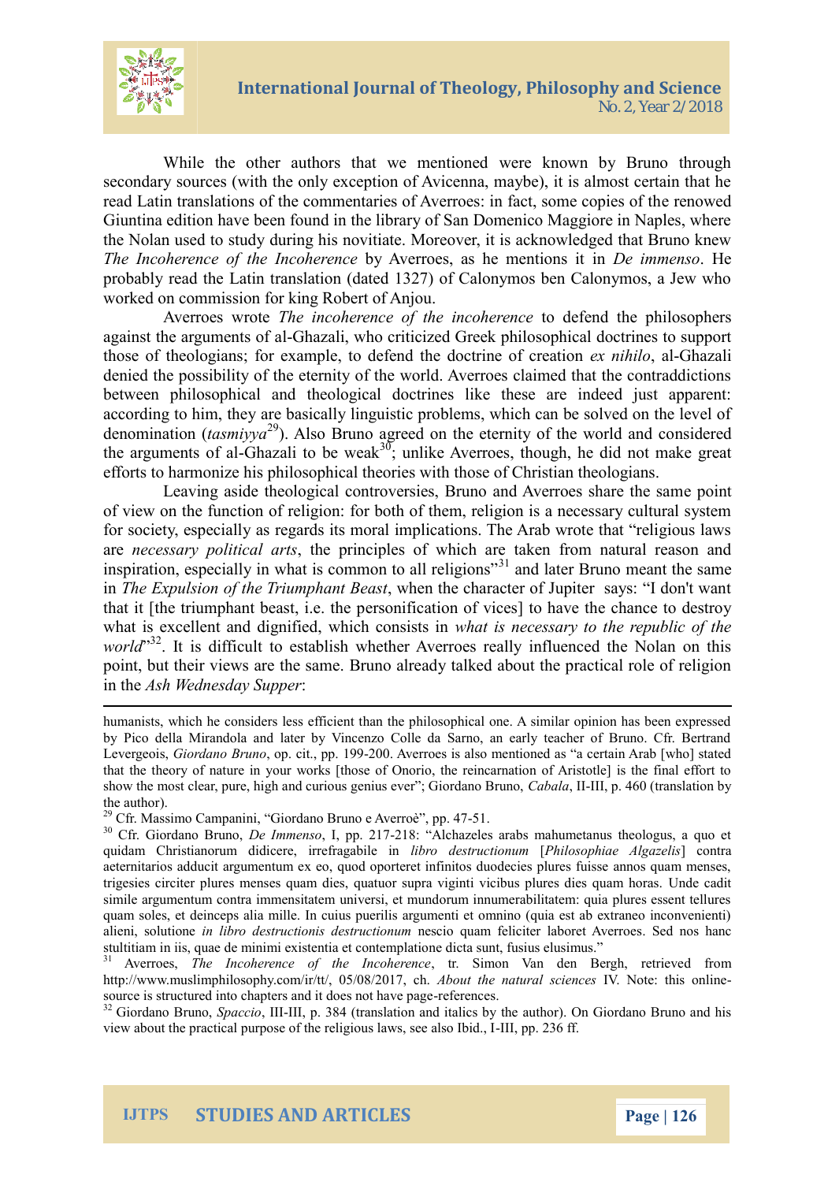While the other authors that we mentioned were known by Bruno through secondary sources (with the only exception of Avicenna, maybe), it is almost certain that he read Latin translations of the commentaries of Averroes: in fact, some copies of the renowed Giuntina edition have been found in the library of San Domenico Maggiore in Naples, where the Nolan used to study during his novitiate. Moreover, it is acknowledged that Bruno knew *The Incoherence of the Incoherence* by Averroes, as he mentions it in *De immenso*. He probably read the Latin translation (dated 1327) of Calonymos ben Calonymos, a Jew who worked on commission for king Robert of Anjou.

Averroes wrote *The incoherence of the incoherence* to defend the philosophers against the arguments of al-Ghazali, who criticized Greek philosophical doctrines to support those of theologians; for example, to defend the doctrine of creation *ex nihilo*, al-Ghazali denied the possibility of the eternity of the world. Averroes claimed that the contraddictions between philosophical and theological doctrines like these are indeed just apparent: according to him, they are basically linguistic problems, which can be solved on the level of denomination (*tasmiyya*[29]). Also Bruno agreed on the eternity of the world and considered the arguments of al-Ghazali to be weak[30]; unlike Averroes, though, he did not make great efforts to harmonize his philosophical theories with those of Christian theologians.

Leaving aside theological controversies, Bruno and Averroes share the same point of view on the function of religion: for both of them, religion is a necessary cultural system for society, especially as regards its moral implications. The Arab wrote that "religious laws are *necessary political arts*, the principles of which are taken from natural reason and inspiration, especially in what is common to all religions"[31] and later Bruno meant the same in *The Expulsion of the Triumphant Beast*, when the character of Jupiter says: "I don't want that it [the triumphant beast, i.e. the personification of vices] to have the chance to destroy what is excellent and dignified, which consists in *what is necessary to the republic of the world*"[32]. It is difficult to establish whether Averroes really influenced the Nolan on this point, but their views are the same. Bruno already talked about the practical role of religion in the *Ash Wednesday Supper*:

---

humanists, which he considers less efficient than the philosophical one. A similar opinion has been expressed by Pico della Mirandola and later by Vincenzo Colle da Sarno, an early teacher of Bruno. Cfr. Bertrand Levergeois, *Giordano Bruno*, op. cit., pp. 199-200. Averroes is also mentioned as "a certain Arab [who] stated that the theory of nature in your works [those of Onorio, the reincarnation of Aristotle] is the final effort to show the most clear, pure, high and curious genius ever"; Giordano Bruno, *Cabala*, II-III, p. 460 (translation by the author).

[29] Cfr. Massimo Campanini, "Giordano Bruno e Averroè", pp. 47-51.

[30] Cfr. Giordano Bruno, *De Immenso*, I, pp. 217-218: "Alchazeles arabs mahumetanus theologus, a quo et quidam Christianorum didicere, irrefragabile in *libro destructionum* [*Philosophiae Algazelis*] contra aeternitarios adducit argumentum ex eo, quod oporteret infinitos duodecies plures fuisse annos quam menses, trigesies circiter plures menses quam dies, quatuor supra viginti vicibus plures dies quam horas. Unde cadit simile argumentum contra immensitatem universi, et mundorum innumerabilitatem: quia plures essent tellures quam soles, et deinceps alia mille. In cuius puerilis argumenti et omnino (quia est ab extraneo inconvenienti) alieni, solutione *in libro destructionis destructionum* nescio quam feliciter laboret Averroes. Sed nos hanc stultitiam in iis, quae de minimi existentia et contemplatione dicta sunt, fusius elusimus."

[31] Averroes, *The Incoherence of the Incoherence*, tr. Simon Van den Bergh, retrieved from http://www.muslimphilosophy.com/ir/tt/, 05/08/2017, ch. *About the natural sciences* IV. Note: this online-source is structured into chapters and it does not have page-references.

[32] Giordano Bruno, *Spaccio*, III-III, p. 384 (translation and italics by the author). On Giordano Bruno and his view about the practical purpose of the religious laws, see also Ibid., I-III, pp. 236 ff.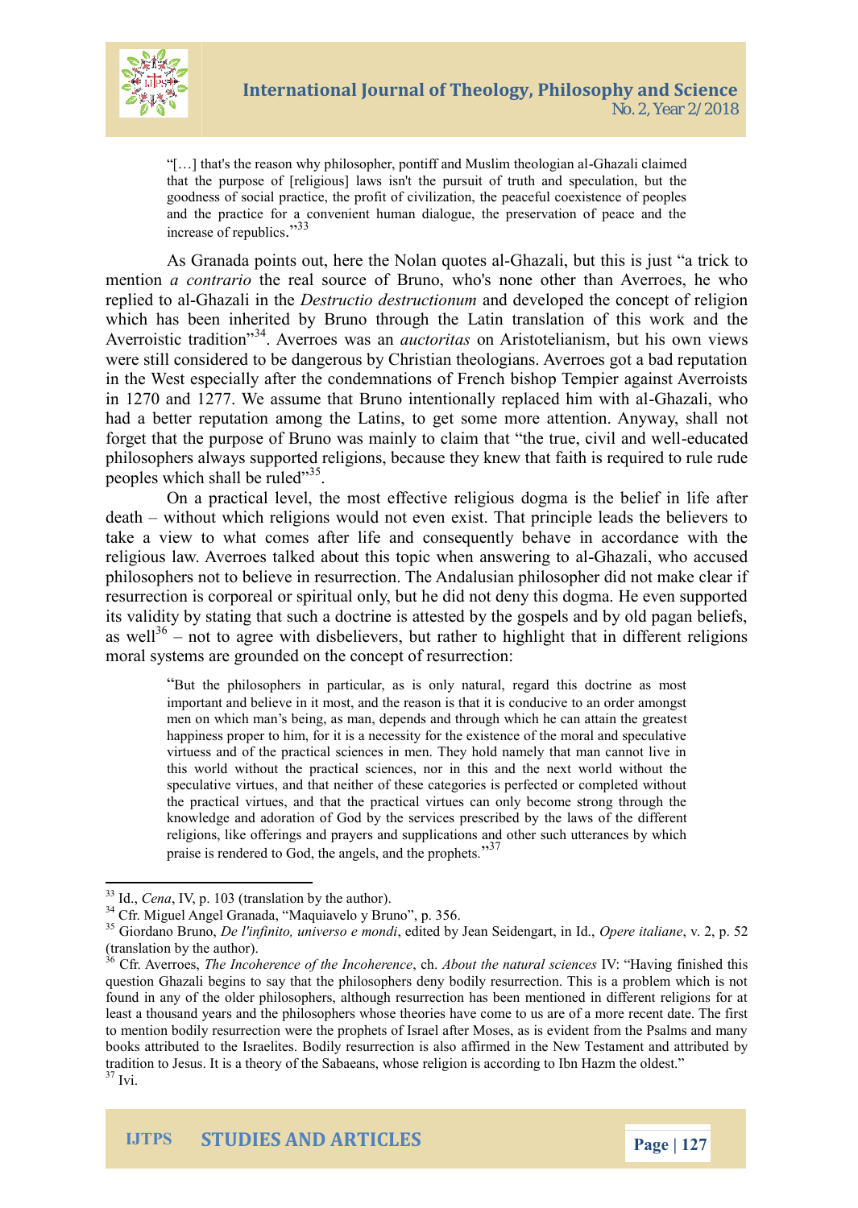> "[…] that's the reason why philosopher, pontiff and Muslim theologian al-Ghazali claimed that the purpose of [religious] laws isn't the pursuit of truth and speculation, but the goodness of social practice, the profit of civilization, the peaceful coexistence of peoples and the practice for a convenient human dialogue, the preservation of peace and the increase of republics."[33]

As Granada points out, here the Nolan quotes al-Ghazali, but this is just "a trick to mention *a contrario* the real source of Bruno, who's none other than Averroes, he who replied to al-Ghazali in the *Destructio destructionum* and developed the concept of religion which has been inherited by Bruno through the Latin translation of this work and the Averroistic tradition"[34]. Averroes was an *auctoritas* on Aristotelianism, but his own views were still considered to be dangerous by Christian theologians. Averroes got a bad reputation in the West especially after the condemnations of French bishop Tempier against Averroists in 1270 and 1277. We assume that Bruno intentionally replaced him with al-Ghazali, who had a better reputation among the Latins, to get some more attention. Anyway, shall not forget that the purpose of Bruno was mainly to claim that "the true, civil and well-educated philosophers always supported religions, because they knew that faith is required to rule rude peoples which shall be ruled"[35].

On a practical level, the most effective religious dogma is the belief in life after death – without which religions would not even exist. That principle leads the believers to take a view to what comes after life and consequently behave in accordance with the religious law. Averroes talked about this topic when answering to al-Ghazali, who accused philosophers not to believe in resurrection. The Andalusian philosopher did not make clear if resurrection is corporeal or spiritual only, but he did not deny this dogma. He even supported its validity by stating that such a doctrine is attested by the gospels and by old pagan beliefs, as well[36] – not to agree with disbelievers, but rather to highlight that in different religions moral systems are grounded on the concept of resurrection:

> "But the philosophers in particular, as is only natural, regard this doctrine as most important and believe in it most, and the reason is that it is conducive to an order amongst men on which man's being, as man, depends and through which he can attain the greatest happiness proper to him, for it is a necessity for the existence of the moral and speculative virtuess and of the practical sciences in men. They hold namely that man cannot live in this world without the practical sciences, nor in this and the next world without the speculative virtues, and that neither of these categories is perfected or completed without the practical virtues, and that the practical virtues can only become strong through the knowledge and adoration of God by the services prescribed by the laws of the different religions, like offerings and prayers and supplications and other such utterances by which praise is rendered to God, the angels, and the prophets."[37]

---

[33] Id., *Cena*, IV, p. 103 (translation by the author).

[34] Cfr. Miguel Angel Granada, "Maquiavelo y Bruno", p. 356.

[35] Giordano Bruno, *De l'infinito, universo e mondi*, edited by Jean Seidengart, in Id., *Opere italiane*, v. 2, p. 52 (translation by the author).

[36] Cfr. Averroes, *The Incoherence of the Incoherence*, ch. *About the natural sciences* IV: "Having finished this question Ghazali begins to say that the philosophers deny bodily resurrection. This is a problem which is not found in any of the older philosophers, although resurrection has been mentioned in different religions for at least a thousand years and the philosophers whose theories have come to us are of a more recent date. The first to mention bodily resurrection were the prophets of Israel after Moses, as is evident from the Psalms and many books attributed to the Israelites. Bodily resurrection is also affirmed in the New Testament and attributed by tradition to Jesus. It is a theory of the Sabaeans, whose religion is according to Ibn Hazm the oldest."

[37] Ivi.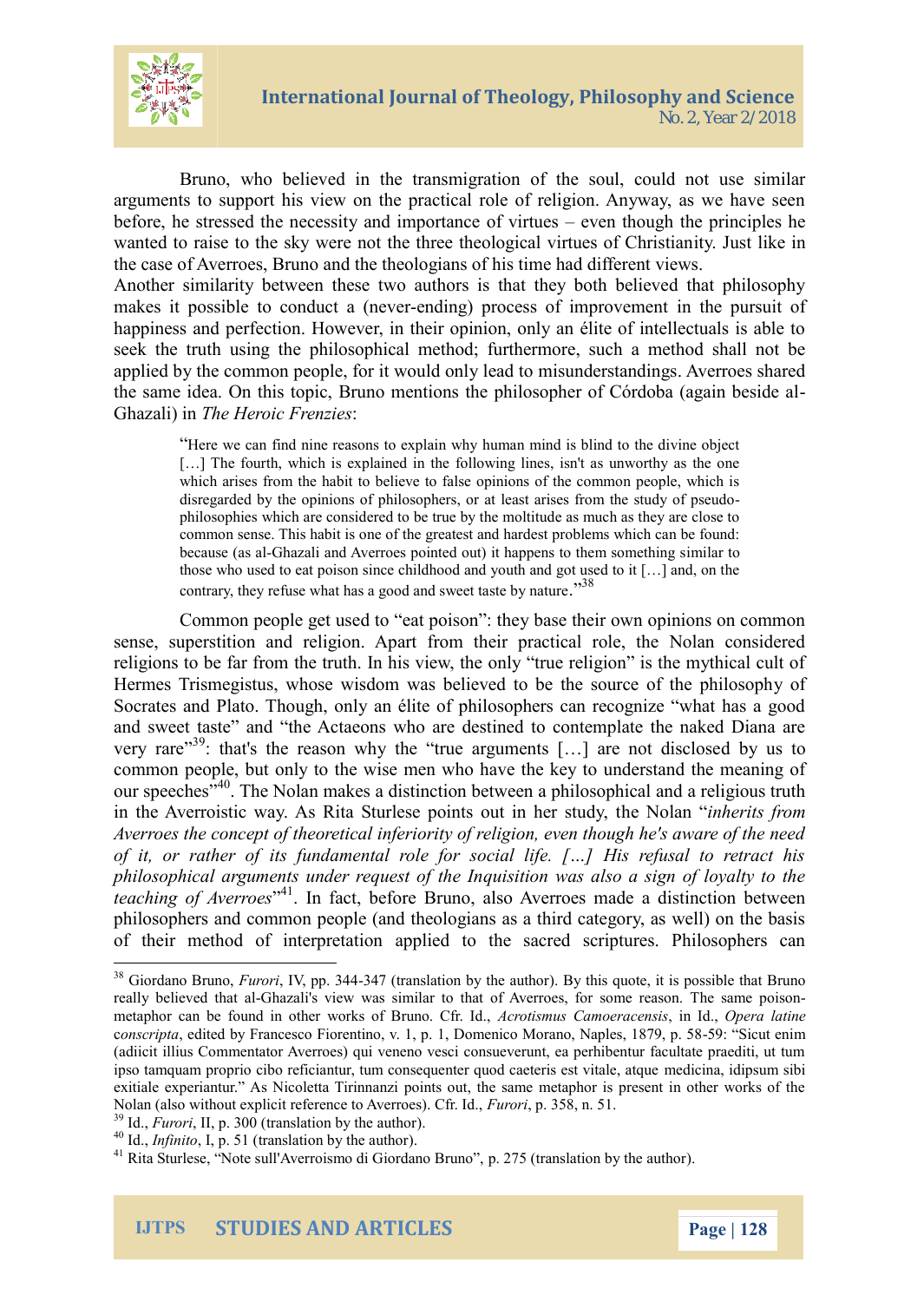Bruno, who believed in the transmigration of the soul, could not use similar arguments to support his view on the practical role of religion. Anyway, as we have seen before, he stressed the necessity and importance of virtues – even though the principles he wanted to raise to the sky were not the three theological virtues of Christianity. Just like in the case of Averroes, Bruno and the theologians of his time had different views.

Another similarity between these two authors is that they both believed that philosophy makes it possible to conduct a (never-ending) process of improvement in the pursuit of happiness and perfection. However, in their opinion, only an élite of intellectuals is able to seek the truth using the philosophical method; furthermore, such a method shall not be applied by the common people, for it would only lead to misunderstandings. Averroes shared the same idea. On this topic, Bruno mentions the philosopher of Córdoba (again beside al-Ghazali) in *The Heroic Frenzies*:

> "Here we can find nine reasons to explain why human mind is blind to the divine object […] The fourth, which is explained in the following lines, isn't as unworthy as the one which arises from the habit to believe to false opinions of the common people, which is disregarded by the opinions of philosophers, or at least arises from the study of pseudo-philosophies which are considered to be true by the multitude as much as they are close to common sense. This habit is one of the greatest and hardest problems which can be found: because (as al-Ghazali and Averroes pointed out) it happens to them something similar to those who used to eat poison since childhood and youth and got used to it […] and, on the contrary, they refuse what has a good and sweet taste by nature."[38]

Common people get used to "eat poison": they base their own opinions on common sense, superstition and religion. Apart from their practical role, the Nolan considered religions to be far from the truth. In his view, the only "true religion" is the mythical cult of Hermes Trismegistus, whose wisdom was believed to be the source of the philosophy of Socrates and Plato. Though, only an élite of philosophers can recognize "what has a good and sweet taste" and "the Actaeons who are destined to contemplate the naked Diana are very rare"[39]: that's the reason why the "true arguments […] are not disclosed by us to common people, but only to the wise men who have the key to understand the meaning of our speeches"[40]. The Nolan makes a distinction between a philosophical and a religious truth in the Averroistic way. As Rita Sturlese points out in her study, the Nolan "*inherits from Averroes the concept of theoretical inferiority of religion, even though he's aware of the need of it, or rather of its fundamental role for social life. […] His refusal to retract his philosophical arguments under request of the Inquisition was also a sign of loyalty to the teaching of Averroes*"[41]. In fact, before Bruno, also Averroes made a distinction between philosophers and common people (and theologians as a third category, as well) on the basis of their method of interpretation applied to the sacred scriptures. Philosophers can

---

[38] Giordano Bruno, *Furori*, IV, pp. 344-347 (translation by the author). By this quote, it is possible that Bruno really believed that al-Ghazali's view was similar to that of Averroes, for some reason. The same poison-metaphor can be found in other works of Bruno. Cfr. Id., *Acrotismus Camoeracensis*, in Id., *Opera latine conscripta*, edited by Francesco Fiorentino, v. 1, p. 1, Domenico Morano, Naples, 1879, p. 58-59: "Sicut enim (adiicit illius Commentator Averroes) qui veneno vesci consueverunt, ea perhibentur facultate praediti, ut tum ipso tamquam proprio cibo reficiantur, tum consequenter quod caeteris est vitale, atque medicina, idipsum sibi exitiale experiantur." As Nicoletta Tirinnanzi points out, the same metaphor is present in other works of the Nolan (also without explicit reference to Averroes). Cfr. Id., *Furori*, p. 358, n. 51.

[39] Id., *Furori*, II, p. 300 (translation by the author).

[40] Id., *Infinito*, I, p. 51 (translation by the author).

[41] Rita Sturlese, "Note sull'Averroismo di Giordano Bruno", p. 275 (translation by the author).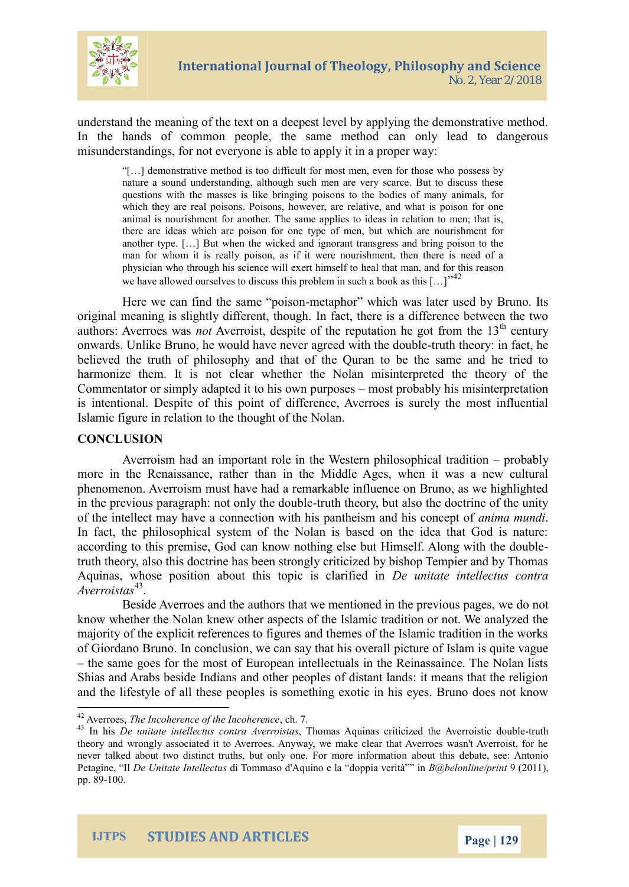understand the meaning of the text on a deepest level by applying the demonstrative method. In the hands of common people, the same method can only lead to dangerous misunderstandings, for not everyone is able to apply it in a proper way:

> "[…] demonstrative method is too difficult for most men, even for those who possess by nature a sound understanding, although such men are very scarce. But to discuss these questions with the masses is like bringing poisons to the bodies of many animals, for which they are real poisons. Poisons, however, are relative, and what is poison for one animal is nourishment for another. The same applies to ideas in relation to men; that is, there are ideas which are poison for one type of men, but which are nourishment for another type. […] But when the wicked and ignorant transgress and bring poison to the man for whom it is really poison, as if it were nourishment, then there is need of a physician who through his science will exert himself to heal that man, and for this reason we have allowed ourselves to discuss this problem in such a book as this […]"[42]

Here we can find the same "poison-metaphor" which was later used by Bruno. Its original meaning is slightly different, though. In fact, there is a difference between the two authors: Averroes was *not* Averroist, despite of the reputation he got from the 13th century onwards. Unlike Bruno, he would have never agreed with the double-truth theory: in fact, he believed the truth of philosophy and that of the Quran to be the same and he tried to harmonize them. It is not clear whether the Nolan misinterpreted the theory of the Commentator or simply adapted it to his own purposes – most probably his misinterpretation is intentional. Despite of this point of difference, Averroes is surely the most influential Islamic figure in relation to the thought of the Nolan.

## CONCLUSION

Averroism had an important role in the Western philosophical tradition – probably more in the Renaissance, rather than in the Middle Ages, when it was a new cultural phenomenon. Averroism must have had a remarkable influence on Bruno, as we highlighted in the previous paragraph: not only the double-truth theory, but also the doctrine of the unity of the intellect may have a connection with his pantheism and his concept of *anima mundi*. In fact, the philosophical system of the Nolan is based on the idea that God is nature: according to this premise, God can know nothing else but Himself. Along with the double-truth theory, also this doctrine has been strongly criticized by bishop Tempier and by Thomas Aquinas, whose position about this topic is clarified in *De unitate intellectus contra Averroistas*[43].

Beside Averroes and the authors that we mentioned in the previous pages, we do not know whether the Nolan knew other aspects of the Islamic tradition or not. We analyzed the majority of the explicit references to figures and themes of the Islamic tradition in the works of Giordano Bruno. In conclusion, we can say that his overall picture of Islam is quite vague – the same goes for the most of European intellectuals in the Reinassaince. The Nolan lists Shias and Arabs beside Indians and other peoples of distant lands: it means that the religion and the lifestyle of all these peoples is something exotic in his eyes. Bruno does not know

---

[42] Averroes, *The Incoherence of the Incoherence*, ch. 7.

[43] In his *De unitate intellectus contra Averroistas*, Thomas Aquinas criticized the Averroistic double-truth theory and wrongly associated it to Averroes. Anyway, we make clear that Averroes wasn't Averroist, for he never talked about two distinct truths, but only one. For more information about this debate, see: Antonio Petagine, "Il *De Unitate Intellectus* di Tommaso d'Aquino e la "doppia verità"" in *B@belonline/print* 9 (2011), pp. 89-100.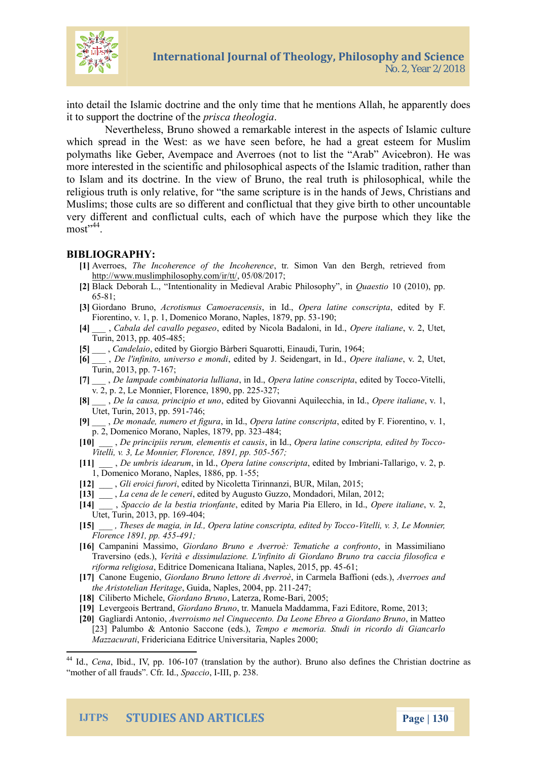into detail the Islamic doctrine and the only time that he mentions Allah, he apparently does it to support the doctrine of the *prisca theologia*.

Nevertheless, Bruno showed a remarkable interest in the aspects of Islamic culture which spread in the West: as we have seen before, he had a great esteem for Muslim polymaths like Geber, Avempace and Averroes (not to list the "Arab" Avicebron). He was more interested in the scientific and philosophical aspects of the Islamic tradition, rather than to Islam and its doctrine. In the view of Bruno, the real truth is philosophical, while the religious truth is only relative, for "the same scripture is in the hands of Jews, Christians and Muslims; those cults are so different and conflictual that they give birth to other uncountable very different and conflictual cults, each of which have the purpose which they like the most"[44].

## BIBLIOGRAPHY:

**[1]** Averroes, *The Incoherence of the Incoherence*, tr. Simon Van den Bergh, retrieved from http://www.muslimphilosophy.com/ir/tt/, 05/08/2017;

**[2]** Black Deborah L., "Intentionality in Medieval Arabic Philosophy", in *Quaestio* 10 (2010), pp. 65-81;

**[3]** Giordano Bruno, *Acrotismus Camoeracensis*, in Id., *Opera latine conscripta*, edited by F. Fiorentino, v. 1, p. 1, Domenico Morano, Naples, 1879, pp. 53-190;

**[4]** ___ , *Cabala del cavallo pegaseo*, edited by Nicola Badaloni, in Id., *Opere italiane*, v. 2, Utet, Turin, 2013, pp. 405-485;

**[5]** ___ , *Candelaio*, edited by Giorgio Bàrberi Squarotti, Einaudi, Turin, 1964;

**[6]** ___ , *De l'infinito, universo e mondi*, edited by J. Seidengart, in Id., *Opere italiane*, v. 2, Utet, Turin, 2013, pp. 7-167;

**[7]** ___ , *De lampade combinatoria lulliana*, in Id., *Opera latine conscripta*, edited by Tocco-Vitelli, v. 2, p. 2, Le Monnier, Florence, 1890, pp. 225-327;

**[8]** ___ , *De la causa, principio et uno*, edited by Giovanni Aquilecchia, in Id., *Opere italiane*, v. 1, Utet, Turin, 2013, pp. 591-746;

**[9]** ___ , *De monade, numero et figura*, in Id., *Opera latine conscripta*, edited by F. Fiorentino, v. 1, p. 2, Domenico Morano, Naples, 1879, pp. 323-484;

**[10]** ___ , *De principiis rerum, elementis et causis*, in Id., *Opera latine conscripta, edited by Tocco-Vitelli, v. 3, Le Monnier, Florence, 1891, pp. 505-567;*

**[11]** ___ , *De umbris idearum*, in Id., *Opera latine conscripta*, edited by Imbriani-Tallarigo, v. 2, p. 1, Domenico Morano, Naples, 1886, pp. 1-55;

**[12]** ___ , *Gli eroici furori*, edited by Nicoletta Tirinnanzi, BUR, Milan, 2015;

**[13]** ___ , *La cena de le ceneri*, edited by Augusto Guzzo, Mondadori, Milan, 2012;

**[14]** ___ , *Spaccio de la bestia trionfante*, edited by Maria Pia Ellero, in Id., *Opere italiane*, v. 2, Utet, Turin, 2013, pp. 169-404;

**[15]** *___ , Theses de magia, in Id., Opera latine conscripta, edited by Tocco-Vitelli, v. 3, Le Monnier, Florence 1891, pp. 455-491;*

**[16]** Campanini Massimo, *Giordano Bruno e Averroè: Tematiche a confronto*, in Massimiliano Traversino (eds.), *Verità e dissimulazione. L'infinito di Giordano Bruno tra caccia filosofica e riforma religiosa*, Editrice Domenicana Italiana, Naples, 2015, pp. 45-61;

**[17]** Canone Eugenio, *Giordano Bruno lettore di Averroè*, in Carmela Baffioni (eds.), *Averroes and the Aristotelian Heritage*, Guida, Naples, 2004, pp. 211-247;

**[18]** Ciliberto Michele, *Giordano Bruno*, Laterza, Rome-Bari, 2005;

**[19]** Levergeois Bertrand, *Giordano Bruno*, tr. Manuela Maddamma, Fazi Editore, Rome, 2013;

**[20]** Gagliardi Antonio, *Averroismo nel Cinquecento. Da Leone Ebreo a Giordano Bruno*, in Matteo [23] Palumbo & Antonio Saccone (eds.), *Tempo e memoria. Studi in ricordo di Giancarlo Mazzacurati*, Fridericiana Editrice Universitaria, Naples 2000;

---

[44] Id., *Cena*, Ibid., IV, pp. 106-107 (translation by the author). Bruno also defines the Christian doctrine as "mother of all frauds". Cfr. Id., *Spaccio*, I-III, p. 238.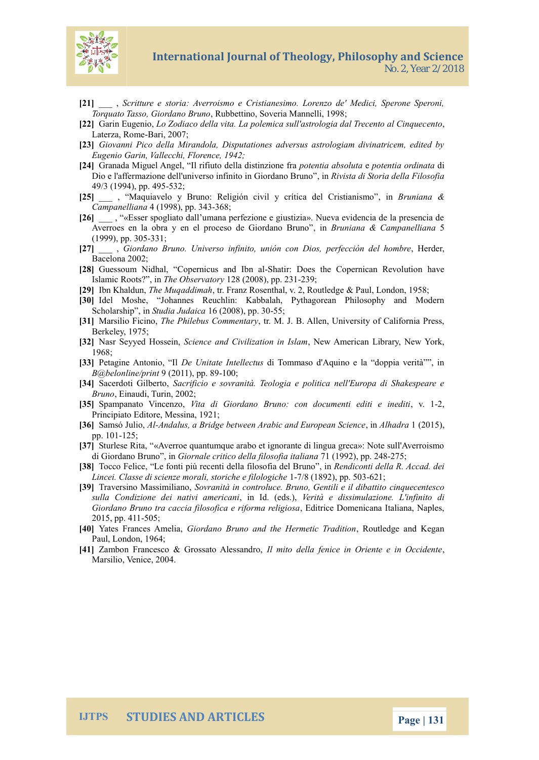**[21]** ___ , *Scritture e storia: Averroismo e Cristianesimo. Lorenzo de' Medici, Sperone Speroni, Torquato Tasso, Giordano Bruno*, Rubbettino, Soveria Mannelli, 1998;

**[22]** Garin Eugenio, *Lo Zodiaco della vita. La polemica sull'astrologia dal Trecento al Cinquecento*, Laterza, Rome-Bari, 2007;

**[23]** *Giovanni Pico della Mirandola, Disputationes adversus astrologiam divinatricem, edited by Eugenio Garin, Vallecchi, Florence, 1942;*

**[24]** Granada Miguel Angel, "Il rifiuto della distinzione fra *potentia absoluta* e *potentia ordinata* di Dio e l'affermazione dell'universo infinito in Giordano Bruno", in *Rivista di Storia della Filosofia* 49/3 (1994), pp. 495-532;

**[25]** ___ , "Maquiavelo y Bruno: Religión civil y crítica del Cristianismo", in *Bruniana & Campanelliana* 4 (1998), pp. 343-368;

**[26]** ___ , "«Esser spogliato dall'umana perfezione e giustizia». Nueva evidencia de la presencia de Averroes en la obra y en el proceso de Giordano Bruno", in *Bruniana & Campanelliana* 5 (1999), pp. 305-331;

**[27]** ___ , *Giordano Bruno. Universo infinito, unión con Dios, perfección del hombre*, Herder, Bacelona 2002;

**[28]** Guessoum Nidhal, "Copernicus and Ibn al-Shatir: Does the Copernican Revolution have Islamic Roots?", in *The Observatory* 128 (2008), pp. 231-239;

**[29]** Ibn Khaldun, *The Muqaddimah*, tr. Franz Rosenthal, v. 2, Routledge & Paul, London, 1958;

**[30]** Idel Moshe, "Johannes Reuchlin: Kabbalah, Pythagorean Philosophy and Modern Scholarship", in *Studia Judaica* 16 (2008), pp. 30-55;

**[31]** Marsilio Ficino, *The Philebus Commentary*, tr. M. J. B. Allen, University of California Press, Berkeley, 1975;

**[32]** Nasr Seyyed Hossein, *Science and Civilization in Islam*, New American Library, New York, 1968;

**[33]** Petagine Antonio, "Il *De Unitate Intellectus* di Tommaso d'Aquino e la "doppia verità"", in *B@belonline/print* 9 (2011), pp. 89-100;

**[34]** Sacerdoti Gilberto, *Sacrificio e sovranità. Teologia e politica nell'Europa di Shakespeare e Bruno*, Einaudi, Turin, 2002;

**[35]** Spampanato Vincenzo, *Vita di Giordano Bruno: con documenti editi e inediti*, v. 1-2, Principiato Editore, Messina, 1921;

**[36]** Samsó Julio, *Al-Andalus, a Bridge between Arabic and European Science*, in *Alhadra* 1 (2015), pp. 101-125;

**[37]** Sturlese Rita, "«Averroe quantumque arabo et ignorante di lingua greca»: Note sull'Averroismo di Giordano Bruno", in *Giornale critico della filosofia italiana* 71 (1992), pp. 248-275;

**[38]** Tocco Felice, "Le fonti più recenti della filosofia del Bruno", in *Rendiconti della R. Accad. dei Lincei. Classe di scienze morali, storiche e filologiche* 1-7/8 (1892), pp. 503-621;

**[39]** Traversino Massimiliano, *Sovranità in controluce. Bruno, Gentili e il dibattito cinquecentesco sulla Condizione dei nativi americani*, in Id. (eds.), *Verità e dissimulazione. L'infinito di Giordano Bruno tra caccia filosofica e riforma religiosa*, Editrice Domenicana Italiana, Naples, 2015, pp. 411-505;

**[40]** Yates Frances Amelia, *Giordano Bruno and the Hermetic Tradition*, Routledge and Kegan Paul, London, 1964;

**[41]** Zambon Francesco & Grossato Alessandro, *Il mito della fenice in Oriente e in Occidente*, Marsilio, Venice, 2004.